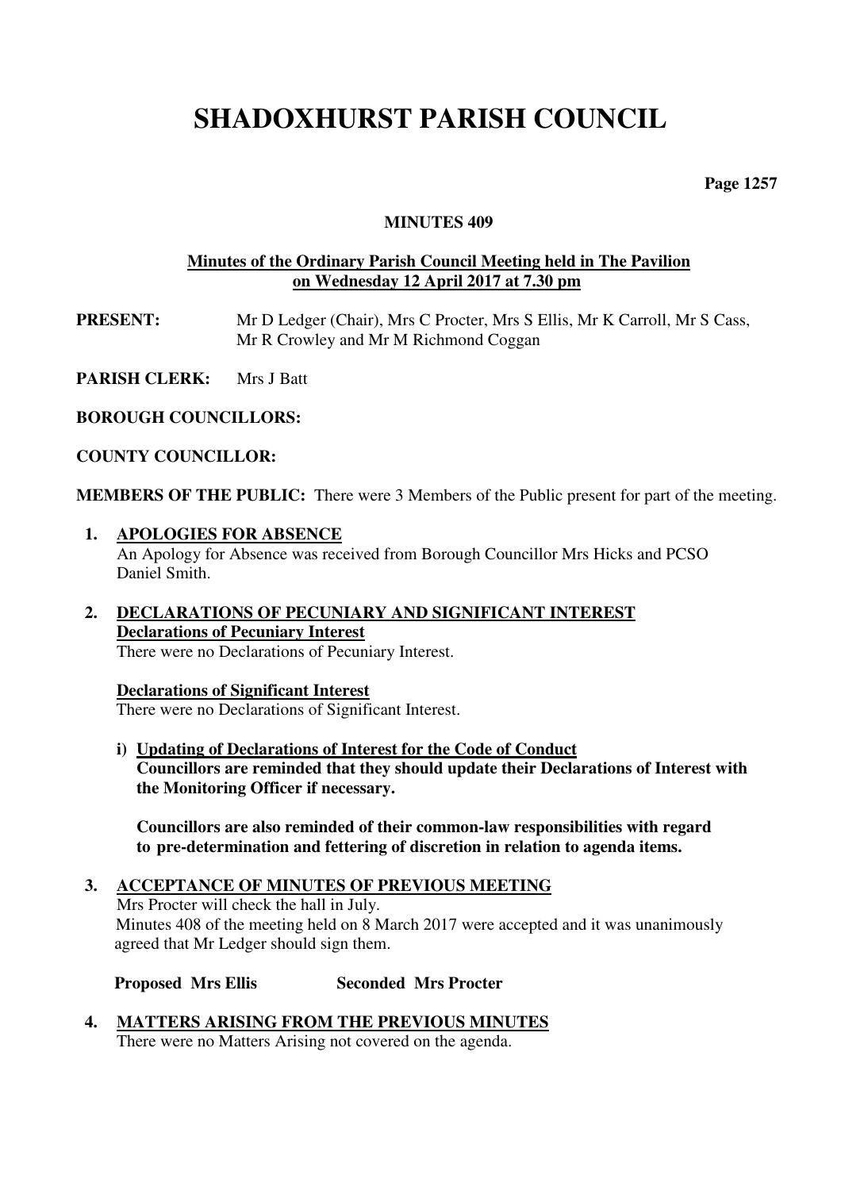# SHADOXHURST PARISH COUNCIL

**MINUTES 409**

**Minutes of the Ordinary Parish Council Meeting held in The Pavilion on Wednesday 12 April 2017 at 7.30 pm**

**PRESENT:** Mr D Ledger (Chair), Mrs C Procter, Mrs S Ellis, Mr K Carroll, Mr S Cass, Mr R Crowley and Mr M Richmond Coggan

**PARISH CLERK:** Mrs J Batt

**BOROUGH COUNCILLORS:**

**COUNTY COUNCILLOR:**

**MEMBERS OF THE PUBLIC:** There were 3 Members of the Public present for part of the meeting.

1. **APOLOGIES FOR ABSENCE**
   An Apology for Absence was received from Borough Councillor Mrs Hicks and PCSO Daniel Smith.

2. **DECLARATIONS OF PECUNIARY AND SIGNIFICANT INTEREST**
   **Declarations of Pecuniary Interest**
   There were no Declarations of Pecuniary Interest.

   **Declarations of Significant Interest**
   There were no Declarations of Significant Interest.

   i) **Updating of Declarations of Interest for the Code of Conduct**
   **Councillors are reminded that they should update their Declarations of Interest with the Monitoring Officer if necessary.**

   **Councillors are also reminded of their common-law responsibilities with regard to pre-determination and fettering of discretion in relation to agenda items.**

3. **ACCEPTANCE OF MINUTES OF PREVIOUS MEETING**
   Mrs Procter will check the hall in July.
   Minutes 408 of the meeting held on 8 March 2017 were accepted and it was unanimously agreed that Mr Ledger should sign them.

   **Proposed Mrs Ellis** **Seconded Mrs Procter**

4. **MATTERS ARISING FROM THE PREVIOUS MINUTES**
   There were no Matters Arising not covered on the agenda.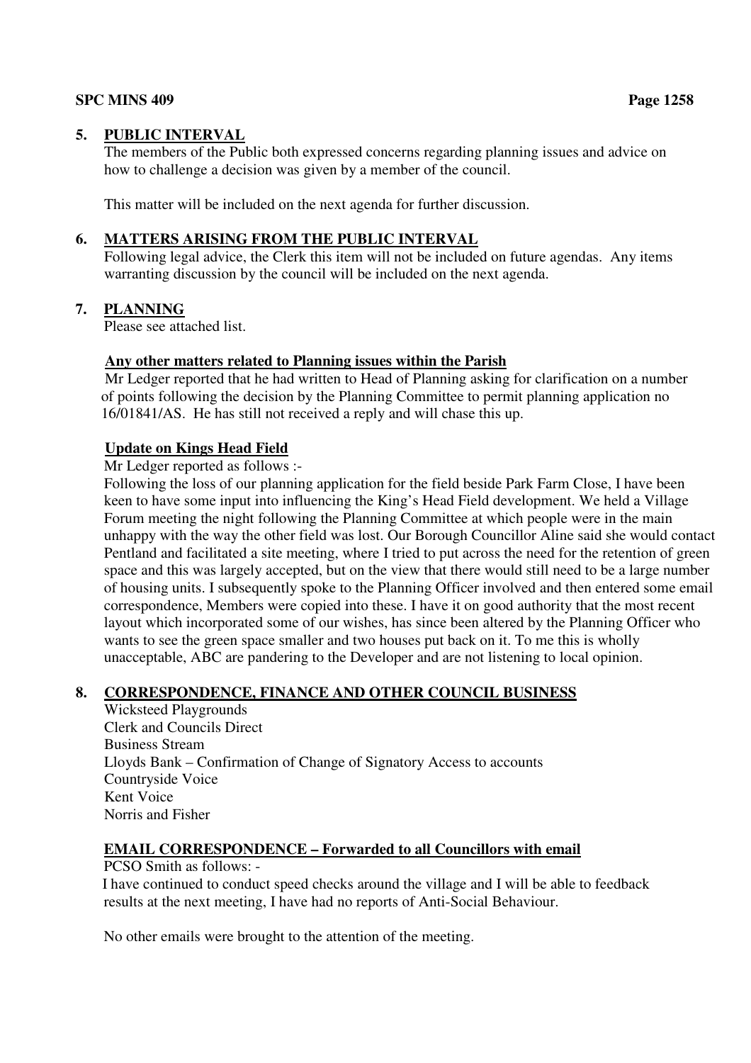## 5. PUBLIC INTERVAL

The members of the Public both expressed concerns regarding planning issues and advice on how to challenge a decision was given by a member of the council.

This matter will be included on the next agenda for further discussion.

## 6. MATTERS ARISING FROM THE PUBLIC INTERVAL

Following legal advice, the Clerk this item will not be included on future agendas. Any items warranting discussion by the council will be included on the next agenda.

## 7. PLANNING

Please see attached list.

### Any other matters related to Planning issues within the Parish

Mr Ledger reported that he had written to Head of Planning asking for clarification on a number of points following the decision by the Planning Committee to permit planning application no 16/01841/AS. He has still not received a reply and will chase this up.

### Update on Kings Head Field

Mr Ledger reported as follows :-

Following the loss of our planning application for the field beside Park Farm Close, I have been keen to have some input into influencing the King's Head Field development. We held a Village Forum meeting the night following the Planning Committee at which people were in the main unhappy with the way the other field was lost. Our Borough Councillor Aline said she would contact Pentland and facilitated a site meeting, where I tried to put across the need for the retention of green space and this was largely accepted, but on the view that there would still need to be a large number of housing units. I subsequently spoke to the Planning Officer involved and then entered some email correspondence, Members were copied into these. I have it on good authority that the most recent layout which incorporated some of our wishes, has since been altered by the Planning Officer who wants to see the green space smaller and two houses put back on it. To me this is wholly unacceptable, ABC are pandering to the Developer and are not listening to local opinion.

## 8. CORRESPONDENCE, FINANCE AND OTHER COUNCIL BUSINESS

Wicksteed Playgrounds
Clerk and Councils Direct
Business Stream
Lloyds Bank – Confirmation of Change of Signatory Access to accounts
Countryside Voice
Kent Voice
Norris and Fisher

### EMAIL CORRESPONDENCE – Forwarded to all Councillors with email

PCSO Smith as follows: -

I have continued to conduct speed checks around the village and I will be able to feedback results at the next meeting, I have had no reports of Anti-Social Behaviour.

No other emails were brought to the attention of the meeting.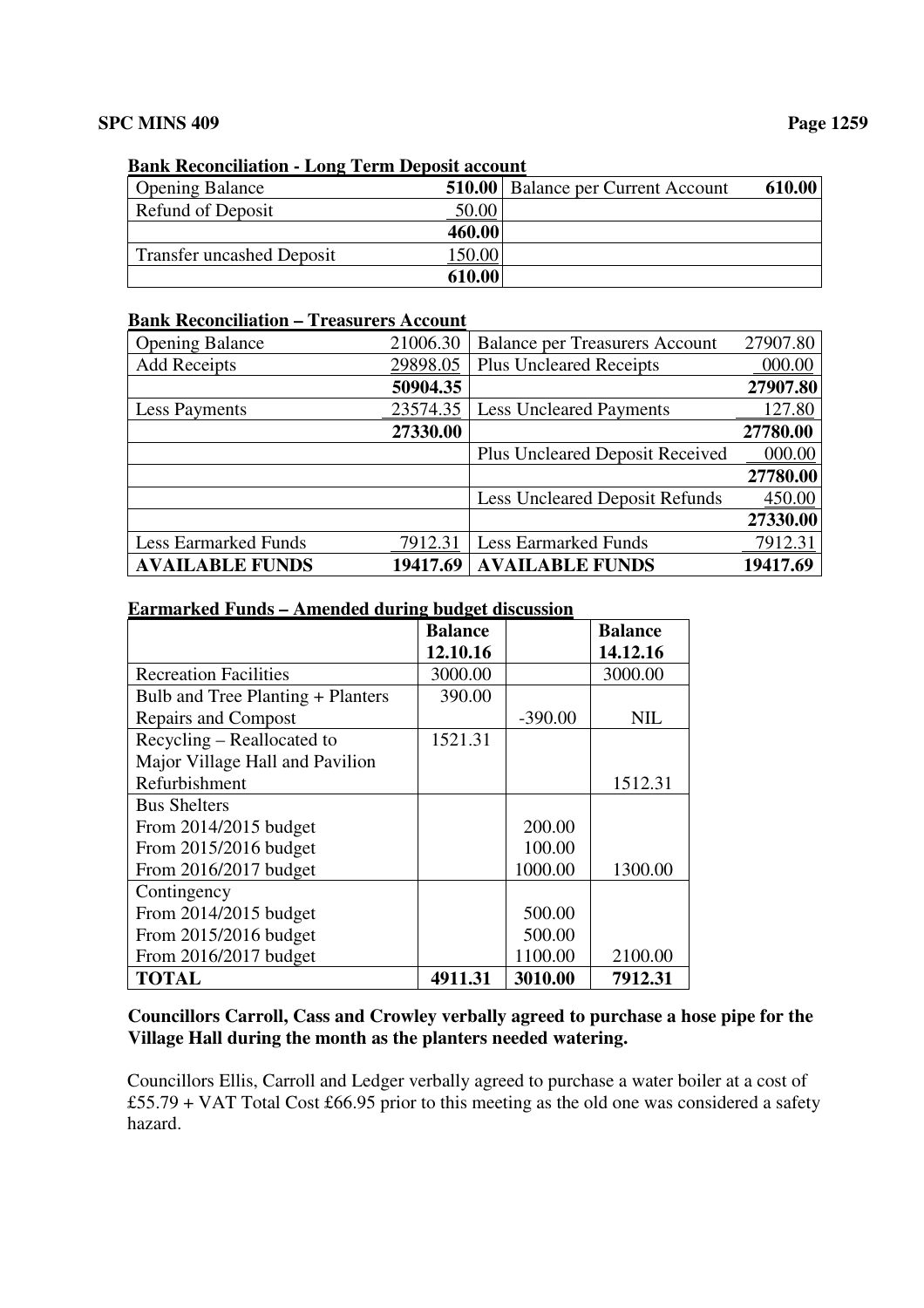**Bank Reconciliation - Long Term Deposit account**

| | | | |
|---|---|---|---|
| Opening Balance | **510.00** | Balance per Current Account | **610.00** |
| Refund of Deposit | 50.00 | | |
| | **460.00** | | |
| Transfer uncashed Deposit | 150.00 | | |
| | **610.00** | | |

**Bank Reconciliation – Treasurers Account**

| | | | |
|---|---|---|---|
| Opening Balance | 21006.30 | Balance per Treasurers Account | 27907.80 |
| Add Receipts | 29898.05 | Plus Uncleared Receipts | 000.00 |
| | **50904.35** | | **27907.80** |
| Less Payments | 23574.35 | Less Uncleared Payments | 127.80 |
| | **27330.00** | | **27780.00** |
| | | Plus Uncleared Deposit Received | 000.00 |
| | | | **27780.00** |
| | | Less Uncleared Deposit Refunds | 450.00 |
| | | | **27330.00** |
| Less Earmarked Funds | 7912.31 | Less Earmarked Funds | 7912.31 |
| **AVAILABLE FUNDS** | **19417.69** | **AVAILABLE FUNDS** | **19417.69** |

**Earmarked Funds – Amended during budget discussion**

| | **Balance 12.10.16** | | **Balance 14.12.16** |
|---|---|---|---|
| Recreation Facilities | 3000.00 | | 3000.00 |
| Bulb and Tree Planting + Planters Repairs and Compost | 390.00 | -390.00 | NIL |
| Recycling – Reallocated to Major Village Hall and Pavilion Refurbishment | 1521.31 | | 1512.31 |
| Bus Shelters | | | |
| From 2014/2015 budget | | 200.00 | |
| From 2015/2016 budget | | 100.00 | |
| From 2016/2017 budget | | 1000.00 | 1300.00 |
| Contingency | | | |
| From 2014/2015 budget | | 500.00 | |
| From 2015/2016 budget | | 500.00 | |
| From 2016/2017 budget | | 1100.00 | 2100.00 |
| **TOTAL** | **4911.31** | **3010.00** | **7912.31** |

**Councillors Carroll, Cass and Crowley verbally agreed to purchase a hose pipe for the Village Hall during the month as the planters needed watering.**

Councillors Ellis, Carroll and Ledger verbally agreed to purchase a water boiler at a cost of £55.79 + VAT Total Cost £66.95 prior to this meeting as the old one was considered a safety hazard.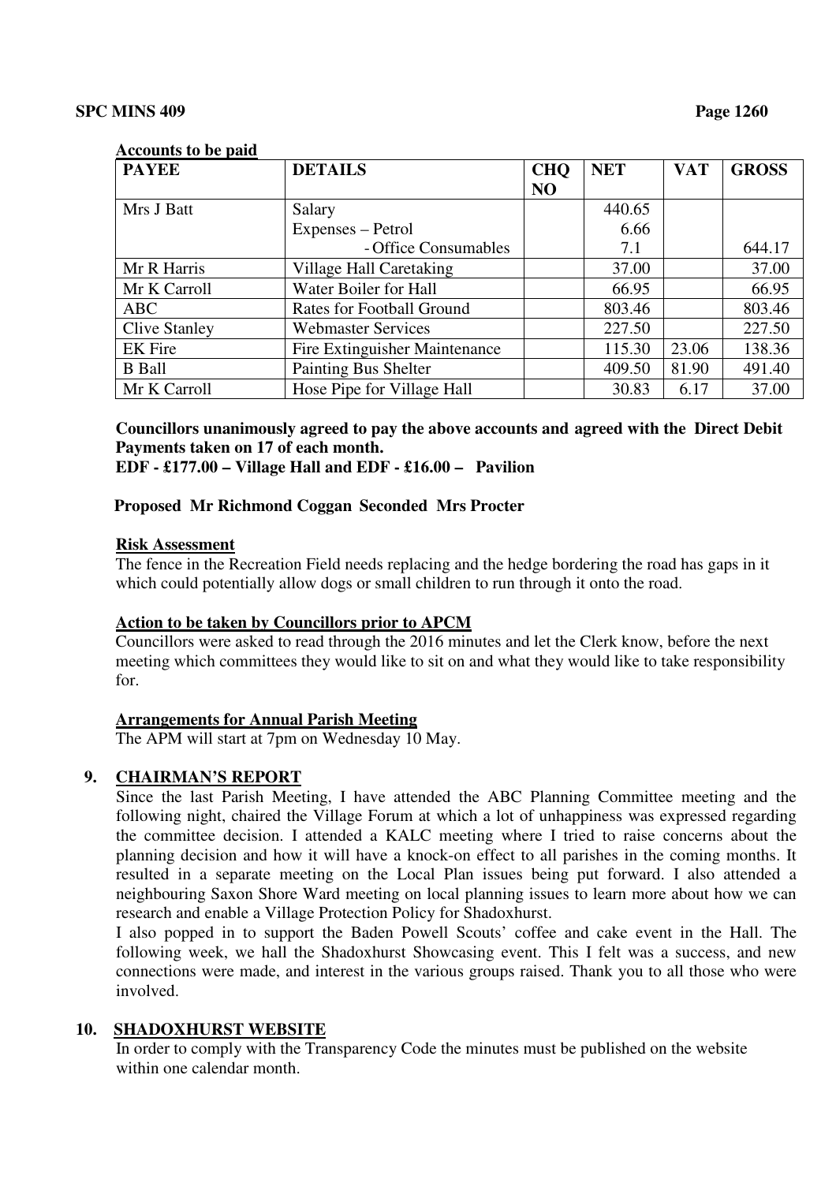**Accounts to be paid**

| PAYEE | DETAILS | CHQ NO | NET | VAT | GROSS |
|---|---|---|---|---|---|
| Mrs J Batt | Salary | | 440.65 | | |
| | Expenses – Petrol | | 6.66 | | |
| | - Office Consumables | | 7.1 | | 644.17 |
| Mr R Harris | Village Hall Caretaking | | 37.00 | | 37.00 |
| Mr K Carroll | Water Boiler for Hall | | 66.95 | | 66.95 |
| ABC | Rates for Football Ground | | 803.46 | | 803.46 |
| Clive Stanley | Webmaster Services | | 227.50 | | 227.50 |
| EK Fire | Fire Extinguisher Maintenance | | 115.30 | 23.06 | 138.36 |
| B Ball | Painting Bus Shelter | | 409.50 | 81.90 | 491.40 |
| Mr K Carroll | Hose Pipe for Village Hall | | 30.83 | 6.17 | 37.00 |

**Councillors unanimously agreed to pay the above accounts and agreed with the Direct Debit Payments taken on 17 of each month.**
**EDF - £177.00 – Village Hall and EDF - £16.00 – Pavilion**

**Proposed Mr Richmond Coggan Seconded Mrs Procter**

**Risk Assessment**

The fence in the Recreation Field needs replacing and the hedge bordering the road has gaps in it which could potentially allow dogs or small children to run through it onto the road.

**Action to be taken by Councillors prior to APCM**

Councillors were asked to read through the 2016 minutes and let the Clerk know, before the next meeting which committees they would like to sit on and what they would like to take responsibility for.

**Arrangements for Annual Parish Meeting**

The APM will start at 7pm on Wednesday 10 May.

## 9. CHAIRMAN'S REPORT

Since the last Parish Meeting, I have attended the ABC Planning Committee meeting and the following night, chaired the Village Forum at which a lot of unhappiness was expressed regarding the committee decision. I attended a KALC meeting where I tried to raise concerns about the planning decision and how it will have a knock-on effect to all parishes in the coming months. It resulted in a separate meeting on the Local Plan issues being put forward. I also attended a neighbouring Saxon Shore Ward meeting on local planning issues to learn more about how we can research and enable a Village Protection Policy for Shadoxhurst.

I also popped in to support the Baden Powell Scouts' coffee and cake event in the Hall. The following week, we hall the Shadoxhurst Showcasing event. This I felt was a success, and new connections were made, and interest in the various groups raised. Thank you to all those who were involved.

## 10. SHADOXHURST WEBSITE

In order to comply with the Transparency Code the minutes must be published on the website within one calendar month.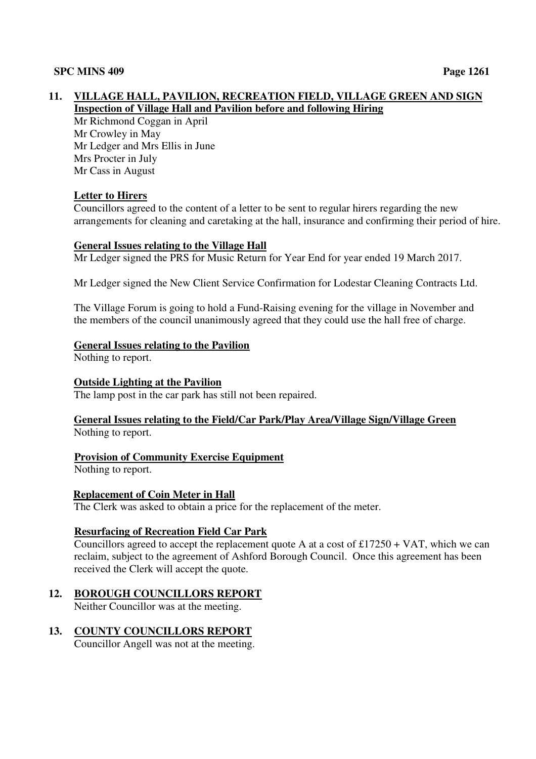## 11. VILLAGE HALL, PAVILION, RECREATION FIELD, VILLAGE GREEN AND SIGN

**Inspection of Village Hall and Pavilion before and following Hiring**

Mr Richmond Coggan in April
Mr Crowley in May
Mr Ledger and Mrs Ellis in June
Mrs Procter in July
Mr Cass in August

**Letter to Hirers**

Councillors agreed to the content of a letter to be sent to regular hirers regarding the new arrangements for cleaning and caretaking at the hall, insurance and confirming their period of hire.

**General Issues relating to the Village Hall**

Mr Ledger signed the PRS for Music Return for Year End for year ended 19 March 2017.

Mr Ledger signed the New Client Service Confirmation for Lodestar Cleaning Contracts Ltd.

The Village Forum is going to hold a Fund-Raising evening for the village in November and the members of the council unanimously agreed that they could use the hall free of charge.

**General Issues relating to the Pavilion**

Nothing to report.

**Outside Lighting at the Pavilion**

The lamp post in the car park has still not been repaired.

**General Issues relating to the Field/Car Park/Play Area/Village Sign/Village Green**

Nothing to report.

**Provision of Community Exercise Equipment**

Nothing to report.

**Replacement of Coin Meter in Hall**

The Clerk was asked to obtain a price for the replacement of the meter.

**Resurfacing of Recreation Field Car Park**

Councillors agreed to accept the replacement quote A at a cost of £17250 + VAT, which we can reclaim, subject to the agreement of Ashford Borough Council. Once this agreement has been received the Clerk will accept the quote.

## 12. BOROUGH COUNCILLORS REPORT

Neither Councillor was at the meeting.

## 13. COUNTY COUNCILLORS REPORT

Councillor Angell was not at the meeting.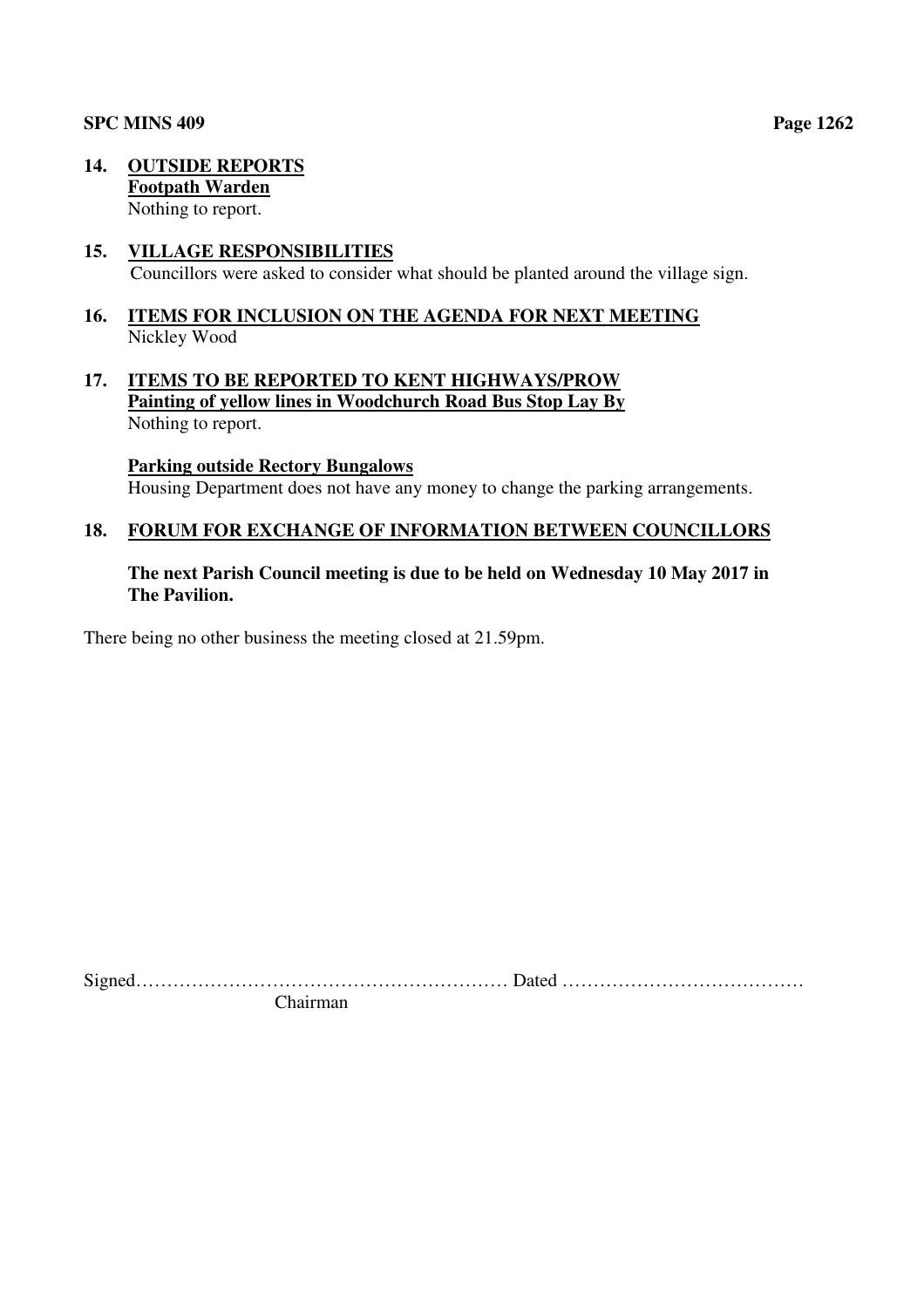**14. OUTSIDE REPORTS**

**Footpath Warden**

Nothing to report.

**15. VILLAGE RESPONSIBILITIES**

Councillors were asked to consider what should be planted around the village sign.

**16. ITEMS FOR INCLUSION ON THE AGENDA FOR NEXT MEETING**

Nickley Wood

**17. ITEMS TO BE REPORTED TO KENT HIGHWAYS/PROW**

**Painting of yellow lines in Woodchurch Road Bus Stop Lay By**

Nothing to report.

**Parking outside Rectory Bungalows**

Housing Department does not have any money to change the parking arrangements.

**18. FORUM FOR EXCHANGE OF INFORMATION BETWEEN COUNCILLORS**

**The next Parish Council meeting is due to be held on Wednesday 10 May 2017 in The Pavilion.**

There being no other business the meeting closed at 21.59pm.

Signed………………………………………………… Dated …………………………………

Chairman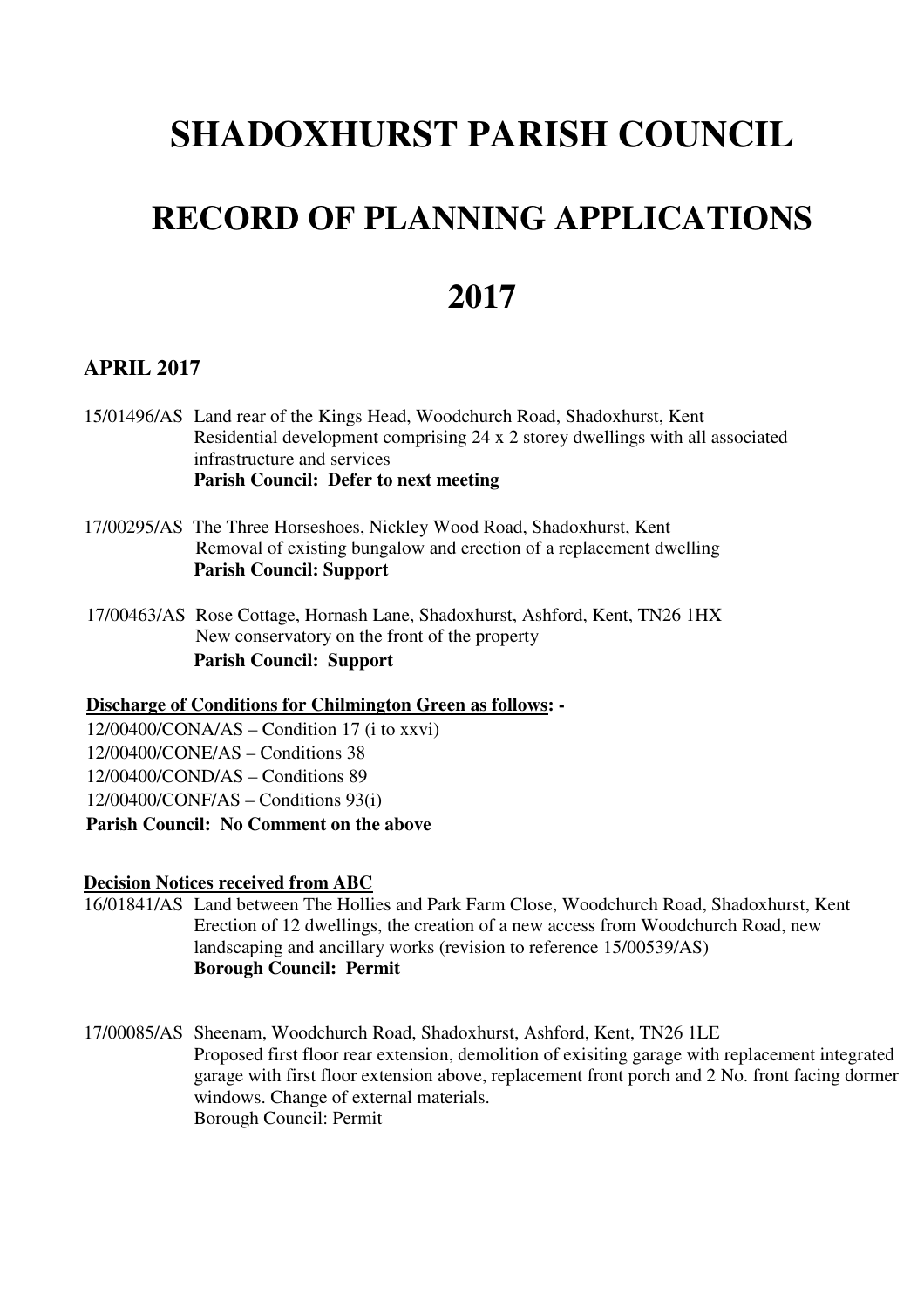# SHADOXHURST PARISH COUNCIL

# RECORD OF PLANNING APPLICATIONS

# 2017

## APRIL 2017

15/01496/AS Land rear of the Kings Head, Woodchurch Road, Shadoxhurst, Kent
Residential development comprising 24 x 2 storey dwellings with all associated infrastructure and services
**Parish Council: Defer to next meeting**

17/00295/AS The Three Horseshoes, Nickley Wood Road, Shadoxhurst, Kent
Removal of existing bungalow and erection of a replacement dwelling
**Parish Council: Support**

17/00463/AS Rose Cottage, Hornash Lane, Shadoxhurst, Ashford, Kent, TN26 1HX
New conservatory on the front of the property
**Parish Council: Support**

**Discharge of Conditions for Chilmington Green as follows: -**

12/00400/CONA/AS – Condition 17 (i to xxvi)
12/00400/CONE/AS – Conditions 38
12/00400/COND/AS – Conditions 89
12/00400/CONF/AS – Conditions 93(i)
**Parish Council: No Comment on the above**

**Decision Notices received from ABC**

16/01841/AS Land between The Hollies and Park Farm Close, Woodchurch Road, Shadoxhurst, Kent
Erection of 12 dwellings, the creation of a new access from Woodchurch Road, new landscaping and ancillary works (revision to reference 15/00539/AS)
**Borough Council: Permit**

17/00085/AS Sheenam, Woodchurch Road, Shadoxhurst, Ashford, Kent, TN26 1LE
Proposed first floor rear extension, demolition of exisiting garage with replacement integrated garage with first floor extension above, replacement front porch and 2 No. front facing dormer windows. Change of external materials.
Borough Council: Permit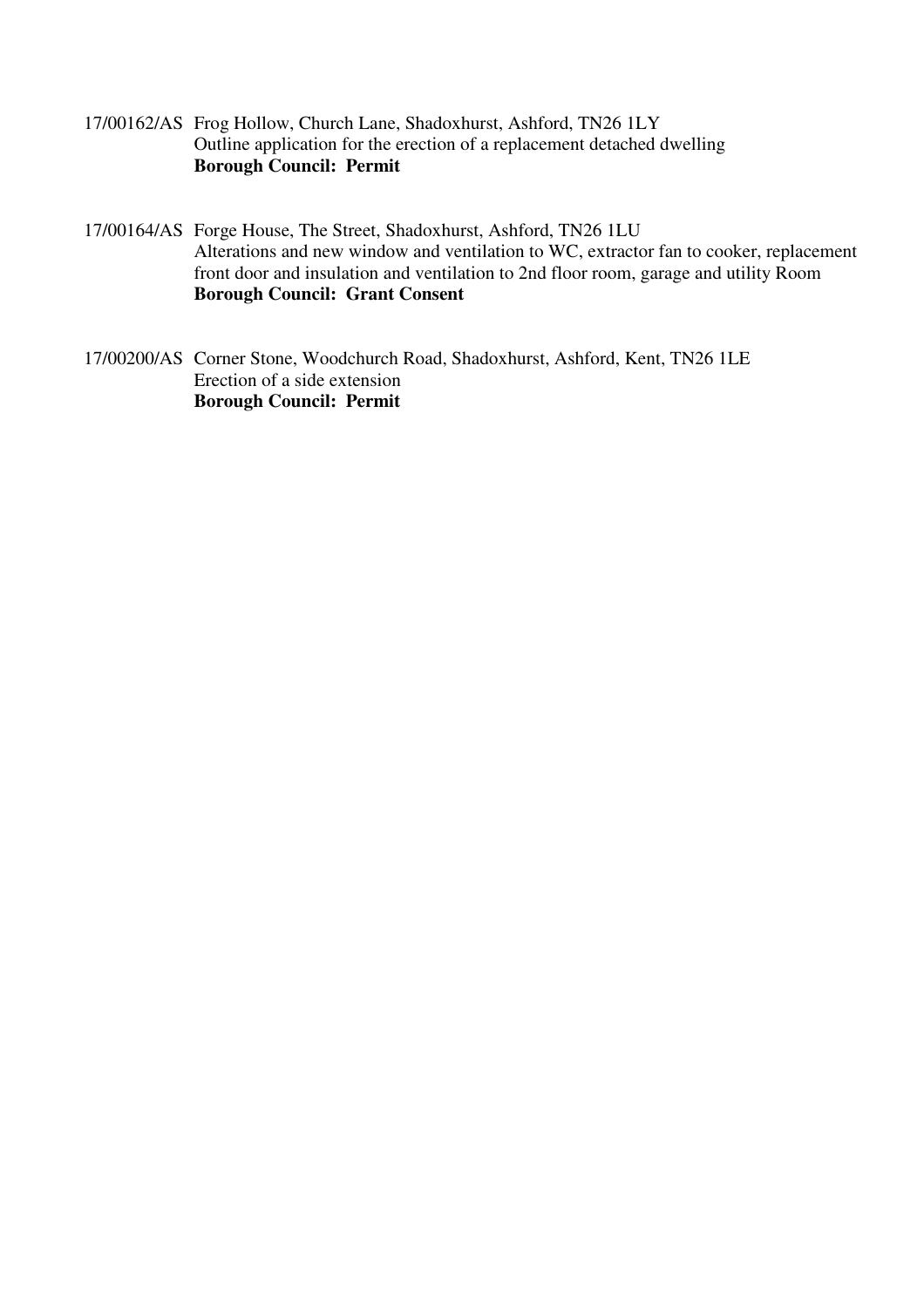17/00162/AS Frog Hollow, Church Lane, Shadoxhurst, Ashford, TN26 1LY
Outline application for the erection of a replacement detached dwelling
**Borough Council: Permit**

17/00164/AS Forge House, The Street, Shadoxhurst, Ashford, TN26 1LU
Alterations and new window and ventilation to WC, extractor fan to cooker, replacement front door and insulation and ventilation to 2nd floor room, garage and utility Room
**Borough Council: Grant Consent**

17/00200/AS Corner Stone, Woodchurch Road, Shadoxhurst, Ashford, Kent, TN26 1LE
Erection of a side extension
**Borough Council: Permit**